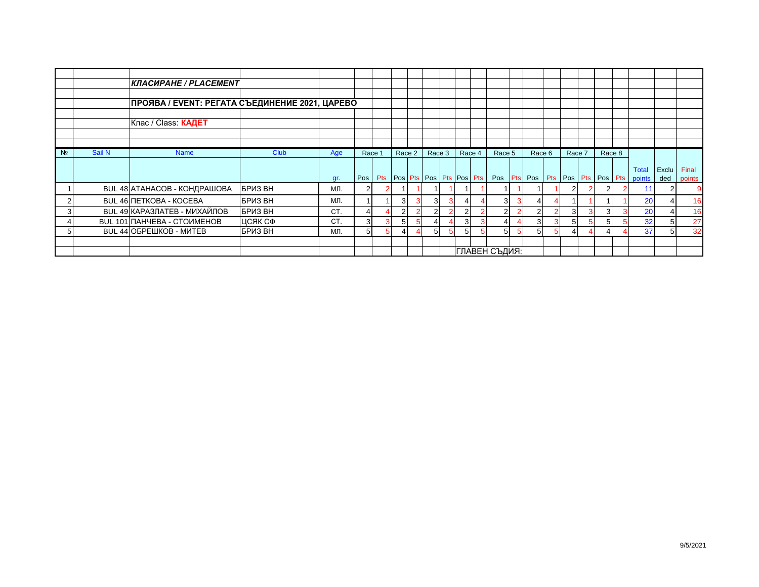***КЛАСИРАНЕ / PLACEMENT***

**ПРОЯВА / EVENT: РЕГАТА СЪЕДИНЕНИЕ 2021, ЦАРЕВО**

Клас / Class: **КАДЕТ**

| № | Sail N | Name | Club | Age gr. | Race 1 Pos | Race 1 Pts | Race 2 Pos | Race 2 Pts | Race 3 Pos | Race 3 Pts | Race 4 Pos | Race 4 Pts | Race 5 Pos | Race 5 Pts | Race 6 Pos | Race 6 Pts | Race 7 Pos | Race 7 Pts | Race 8 Pos | Race 8 Pts | Total points | Excluded | Final points |
|---|---|---|---|---|---|---|---|---|---|---|---|---|---|---|---|---|---|---|---|---|---|---|---|
| 1 | BUL 48 | АТАНАСОВ - КОНДРАШОВА | БРИЗ ВН | МЛ. | 2 | 2 | 1 | 1 | 1 | 1 | 1 | 1 | 1 | 1 | 1 | 1 | 2 | 2 | 2 | 2 | 11 | 2 | 9 |
| 2 | BUL 46 | ПЕТКОВА - КОСЕВА | БРИЗ ВН | МЛ. | 1 | 1 | 3 | 3 | 3 | 3 | 4 | 4 | 3 | 3 | 4 | 4 | 1 | 1 | 1 | 1 | 20 | 4 | 16 |
| 3 | BUL 49 | КАРАЗЛАТЕВ - МИХАЙЛОВ | БРИЗ ВН | СТ. | 4 | 4 | 2 | 2 | 2 | 2 | 2 | 2 | 2 | 2 | 2 | 2 | 3 | 3 | 3 | 3 | 20 | 4 | 16 |
| 4 | BUL 101 | ПАНЧЕВА - СТОИМЕНОВ | ЦСЯК СФ | СТ. | 3 | 3 | 5 | 5 | 4 | 4 | 3 | 3 | 4 | 4 | 3 | 3 | 5 | 5 | 5 | 5 | 32 | 5 | 27 |
| 5 | BUL 44 | ОБРЕШКОВ - МИТЕВ | БРИЗ ВН | МЛ. | 5 | 5 | 4 | 4 | 5 | 5 | 5 | 5 | 5 | 5 | 5 | 5 | 4 | 4 | 4 | 4 | 37 | 5 | 32 |

ГЛАВЕН СЪДИЯ:

9/5/2021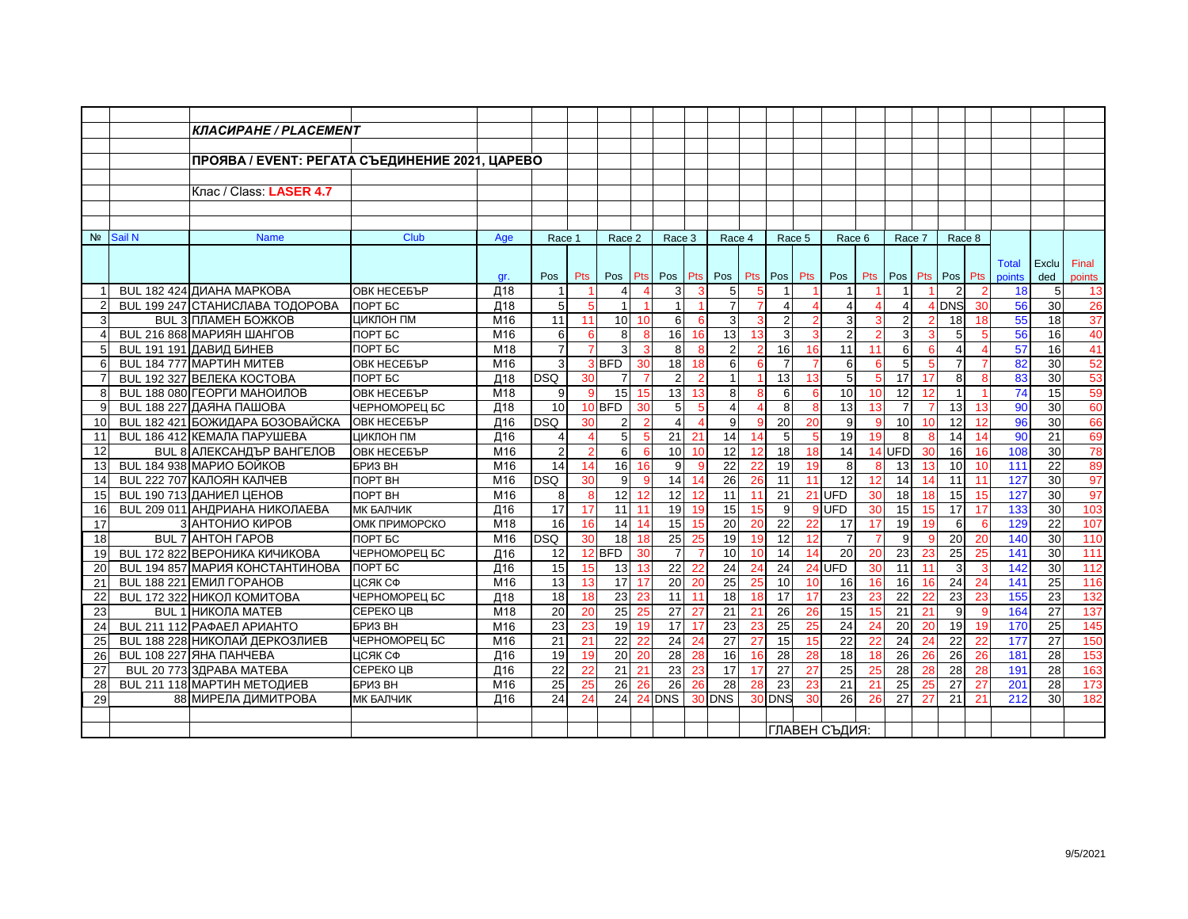***КЛАСИРАНЕ / PLACEMENT***

**ПРОЯВА / EVENT: РЕГАТА СЪЕДИНЕНИЕ 2021, ЦАРЕВО**

Клас / Class: **LASER 4.7**

| № | Sail N | Name | Club | Age | Race 1 | | Race 2 | | Race 3 | | Race 4 | | Race 5 | | Race 6 | | Race 7 | | Race 8 | | | | |
|---|---|---|---|---|---|---|---|---|---|---|---|---|---|---|---|---|---|---|---|---|---|---|---|
| | | | | gr. | Pos | Pts | Pos | Pts | Pos | Pts | Pos | Pts | Pos | Pts | Pos | Pts | Pos | Pts | Pos | Pts | Total points | Excluded | Final points |
| 1 | BUL 182 424 | ДИАНА МАРКОВА | ОВК НЕСЕБЪР | Д18 | 1 | 1 | 4 | 4 | 3 | 3 | 5 | 5 | 1 | 1 | 1 | 1 | 1 | 1 | 2 | 2 | 18 | 5 | 13 |
| 2 | BUL 199 247 | СТАНИСЛАВА ТОДОРОВА | ПОРТ БС | Д18 | 5 | 5 | 1 | 1 | 1 | 1 | 7 | 7 | 4 | 4 | 4 | 4 | 4 | 4 | DNS | 30 | 56 | 30 | 26 |
| 3 | BUL 3 | ПЛАМЕН БОЖКОВ | ЦИКЛОН ПМ | М16 | 11 | 11 | 10 | 10 | 6 | 6 | 3 | 3 | 2 | 2 | 3 | 3 | 2 | 2 | 18 | 18 | 55 | 18 | 37 |
| 4 | BUL 216 868 | МАРИЯН ШАНГОВ | ПОРТ БС | М16 | 6 | 6 | 8 | 8 | 16 | 16 | 13 | 13 | 3 | 3 | 2 | 2 | 3 | 3 | 5 | 5 | 56 | 16 | 40 |
| 5 | BUL 191 191 | ДАВИД БИНЕВ | ПОРТ БС | М18 | 7 | 7 | 3 | 3 | 8 | 8 | 2 | 2 | 16 | 16 | 11 | 11 | 6 | 6 | 4 | 4 | 57 | 16 | 41 |
| 6 | BUL 184 777 | МАРТИН МИТЕВ | ОВК НЕСЕБЪР | М16 | 3 | 3 | BFD | 30 | 18 | 18 | 6 | 6 | 7 | 7 | 6 | 6 | 5 | 5 | 7 | 7 | 82 | 30 | 52 |
| 7 | BUL 192 327 | ВЕЛЕКА КОСТОВА | ПОРТ БС | Д18 | DSQ | 30 | 7 | 7 | 2 | 2 | 1 | 1 | 13 | 13 | 5 | 5 | 17 | 17 | 8 | 8 | 83 | 30 | 53 |
| 8 | BUL 188 080 | ГЕОРГИ МАНОИЛОВ | ОВК НЕСЕБЪР | М18 | 9 | 9 | 15 | 15 | 13 | 13 | 8 | 8 | 6 | 6 | 10 | 10 | 12 | 12 | 1 | 1 | 74 | 15 | 59 |
| 9 | BUL 188 227 | ДАЯНА ПАШОВА | ЧЕРНОМОРЕЦ БС | Д18 | 10 | 10 | BFD | 30 | 5 | 5 | 4 | 4 | 8 | 8 | 13 | 13 | 7 | 7 | 13 | 13 | 90 | 30 | 60 |
| 10 | BUL 182 421 | БОЖИДАРА БОЗОВАЙСКА | ОВК НЕСЕБЪР | Д16 | DSQ | 30 | 2 | 2 | 4 | 4 | 9 | 9 | 20 | 20 | 9 | 9 | 10 | 10 | 12 | 12 | 96 | 30 | 66 |
| 11 | BUL 186 412 | КЕМАЛА ПАРУШЕВА | ЦИКЛОН ПМ | Д16 | 4 | 4 | 5 | 5 | 21 | 21 | 14 | 14 | 5 | 5 | 19 | 19 | 8 | 8 | 14 | 14 | 90 | 21 | 69 |
| 12 | BUL 8 | АЛЕКСАНДЪР ВАНГЕЛОВ | ОВК НЕСЕБЪР | М16 | 2 | 2 | 6 | 6 | 10 | 10 | 12 | 12 | 18 | 18 | 14 | 14 | UFD | 30 | 16 | 16 | 108 | 30 | 78 |
| 13 | BUL 184 938 | МАРИО БОЙКОВ | БРИЗ ВН | М16 | 14 | 14 | 16 | 16 | 9 | 9 | 22 | 22 | 19 | 19 | 8 | 8 | 13 | 13 | 10 | 10 | 111 | 22 | 89 |
| 14 | BUL 222 707 | КАЛОЯН КАЛЧЕВ | ПОРТ ВН | М16 | DSQ | 30 | 9 | 9 | 14 | 14 | 26 | 26 | 11 | 11 | 12 | 12 | 14 | 14 | 11 | 11 | 127 | 30 | 97 |
| 15 | BUL 190 713 | ДАНИЕЛ ЦЕНОВ | ПОРТ ВН | М16 | 8 | 8 | 12 | 12 | 12 | 12 | 11 | 11 | 21 | 21 | UFD | 30 | 18 | 18 | 15 | 15 | 127 | 30 | 97 |
| 16 | BUL 209 011 | АНДРИАНА НИКОЛАЕВА | МК БАЛЧИК | Д16 | 17 | 17 | 11 | 11 | 19 | 19 | 15 | 15 | 9 | 9 | UFD | 30 | 15 | 15 | 17 | 17 | 133 | 30 | 103 |
| 17 | 3 | АНТОНИО КИРОВ | ОМК ПРИМОРСКО | М18 | 16 | 16 | 14 | 14 | 15 | 15 | 20 | 20 | 22 | 22 | 17 | 17 | 19 | 19 | 6 | 6 | 129 | 22 | 107 |
| 18 | BUL 7 | АНТОН ГАРОВ | ПОРТ БС | М16 | DSQ | 30 | 18 | 18 | 25 | 25 | 19 | 19 | 12 | 12 | 7 | 7 | 9 | 9 | 20 | 20 | 140 | 30 | 110 |
| 19 | BUL 172 822 | ВЕРОНИКА КИЧИКОВА | ЧЕРНОМОРЕЦ БС | Д16 | 12 | 12 | BFD | 30 | 7 | 7 | 10 | 10 | 14 | 14 | 20 | 20 | 23 | 23 | 25 | 25 | 141 | 30 | 111 |
| 20 | BUL 194 857 | МАРИЯ КОНСТАНТИНОВА | ПОРТ БС | Д16 | 15 | 15 | 13 | 13 | 22 | 22 | 24 | 24 | 24 | 24 | UFD | 30 | 11 | 11 | 3 | 3 | 142 | 30 | 112 |
| 21 | BUL 188 221 | ЕМИЛ ГОРАНОВ | ЦСЯК СФ | М16 | 13 | 13 | 17 | 17 | 20 | 20 | 25 | 25 | 10 | 10 | 16 | 16 | 16 | 16 | 24 | 24 | 141 | 25 | 116 |
| 22 | BUL 172 322 | НИКОЛ КОМИТОВА | ЧЕРНОМОРЕЦ БС | Д18 | 18 | 18 | 23 | 23 | 11 | 11 | 18 | 18 | 17 | 17 | 23 | 23 | 22 | 22 | 23 | 23 | 155 | 23 | 132 |
| 23 | BUL 1 | НИКОЛА МАТЕВ | СЕРЕКО ЦВ | М18 | 20 | 20 | 25 | 25 | 27 | 27 | 21 | 21 | 26 | 26 | 15 | 15 | 21 | 21 | 9 | 9 | 164 | 27 | 137 |
| 24 | BUL 211 112 | РАФАЕЛ АРИАНТО | БРИЗ ВН | М16 | 23 | 23 | 19 | 19 | 17 | 17 | 23 | 23 | 25 | 25 | 24 | 24 | 20 | 20 | 19 | 19 | 170 | 25 | 145 |
| 25 | BUL 188 228 | НИКОЛАЙ ДЕРКОЗЛИЕВ | ЧЕРНОМОРЕЦ БС | М16 | 21 | 21 | 22 | 22 | 24 | 24 | 27 | 27 | 15 | 15 | 22 | 22 | 24 | 24 | 22 | 22 | 177 | 27 | 150 |
| 26 | BUL 108 227 | ЯНА ПАНЧЕВА | ЦСЯК СФ | Д16 | 19 | 19 | 20 | 20 | 28 | 28 | 16 | 16 | 28 | 28 | 18 | 18 | 26 | 26 | 26 | 26 | 181 | 28 | 153 |
| 27 | BUL 20 773 | ЗДРАВА МАТЕВА | СЕРЕКО ЦВ | Д16 | 22 | 22 | 21 | 21 | 23 | 23 | 17 | 17 | 27 | 27 | 25 | 25 | 28 | 28 | 28 | 28 | 191 | 28 | 163 |
| 28 | BUL 211 118 | МАРТИН МЕТОДИЕВ | БРИЗ ВН | М16 | 25 | 25 | 26 | 26 | 26 | 26 | 28 | 28 | 23 | 23 | 21 | 21 | 25 | 25 | 27 | 27 | 201 | 28 | 173 |
| 29 | 88 | МИРЕЛА ДИМИТРОВА | МК БАЛЧИК | Д16 | 24 | 24 | 24 | 24 | DNS | 30 | DNS | 30 | DNS | 30 | 26 | 26 | 27 | 27 | 21 | 21 | 212 | 30 | 182 |

ГЛАВЕН СЪДИЯ:

9/5/2021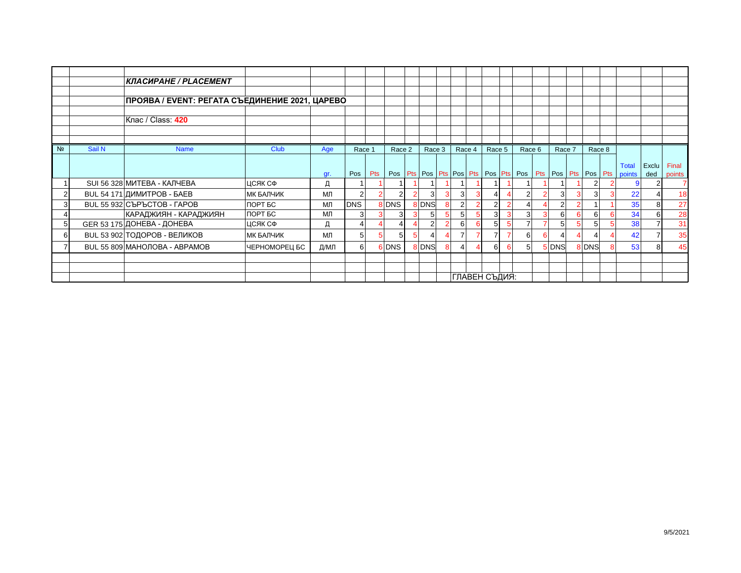***КЛАСИРАНЕ / PLACEMENT***

**ПРОЯВА / EVENT: РЕГАТА СЪЕДИНЕНИЕ 2021, ЦАРЕВО**

Клас / Class: **420**

| № | Sail N | Name | Club | Age | Race 1 | | Race 2 | | Race 3 | | Race 4 | | Race 5 | | Race 6 | | Race 7 | | Race 8 | | Total points | Excluded | Final points |
|---|---|---|---|---|---|---|---|---|---|---|---|---|---|---|---|---|---|---|---|---|---|---|---|
| | | | | gr. | Pos | Pts | Pos | Pts | Pos | Pts | Pos | Pts | Pos | Pts | Pos | Pts | Pos | Pts | Pos | Pts | | | |
| 1 | SUI 56 328 | МИТЕВА - КАЛЧЕВА | ЦСЯК СФ | Д | 1 | 1 | 1 | 1 | 1 | 1 | 1 | 1 | 1 | 1 | 1 | 1 | 1 | 1 | 2 | 2 | 9 | 2 | 7 |
| 2 | BUL 54 171 | ДИМИТРОВ - БАЕВ | МК БАЛЧИК | МЛ | 2 | 2 | 2 | 2 | 3 | 3 | 3 | 3 | 4 | 4 | 2 | 2 | 3 | 3 | 3 | 3 | 22 | 4 | 18 |
| 3 | BUL 55 932 | СЪРЪСТОВ - ГАРОВ | ПОРТ БС | МЛ | DNS | 8 | DNS | 8 | DNS | 8 | 2 | 2 | 2 | 2 | 4 | 4 | 2 | 2 | 1 | 1 | 35 | 8 | 27 |
| 4 | | КАРАДЖИЯН - КАРАДЖИЯН | ПОРТ БС | МЛ | 3 | 3 | 3 | 3 | 5 | 5 | 5 | 5 | 3 | 3 | 3 | 3 | 6 | 6 | 6 | 6 | 34 | 6 | 28 |
| 5 | GER 53 175 | ДОНЕВА - ДОНЕВА | ЦСЯК СФ | Д | 4 | 4 | 4 | 4 | 2 | 2 | 6 | 6 | 5 | 5 | 7 | 7 | 5 | 5 | 5 | 5 | 38 | 7 | 31 |
| 6 | BUL 53 902 | ТОДОРОВ - ВЕЛИКОВ | МК БАЛЧИК | МЛ | 5 | 5 | 5 | 5 | 4 | 4 | 7 | 7 | 7 | 7 | 6 | 6 | 4 | 4 | 4 | 4 | 42 | 7 | 35 |
| 7 | BUL 55 809 | МАНОЛОВА - АВРАМОВ | ЧЕРНОМОРЕЦ БС | Д/МЛ | 6 | 6 | DNS | 8 | DNS | 8 | 4 | 4 | 6 | 6 | 5 | 5 | DNS | 8 | DNS | 8 | 53 | 8 | 45 |

ГЛАВЕН СЪДИЯ:

9/5/2021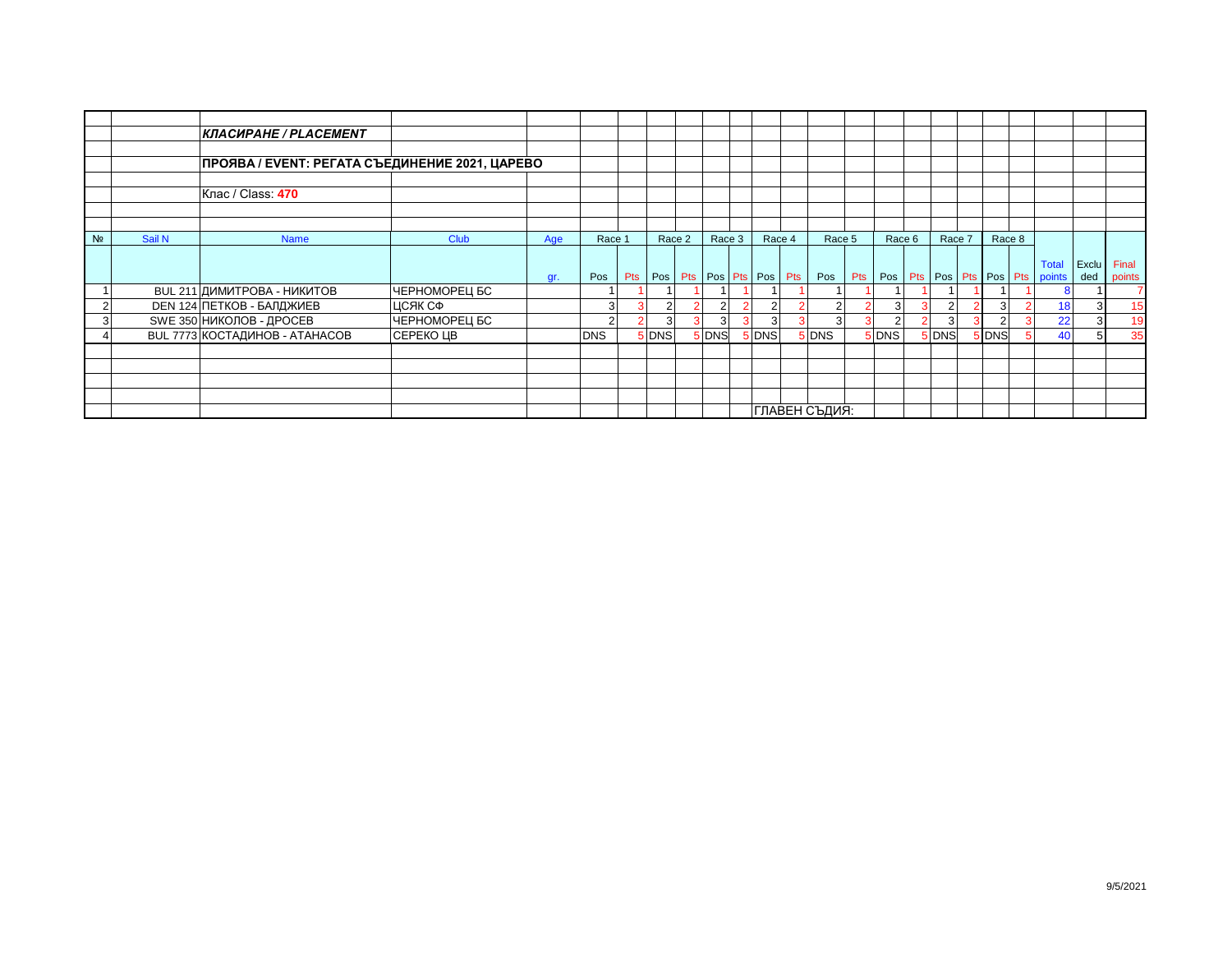***КЛАСИРАНЕ / PLACEMENT***

**ПРОЯВА / EVENT: РЕГАТА СЪЕДИНЕНИЕ 2021, ЦАРЕВО**

Клас / Class: **470**

| № | Sail N | Name | Club | Age gr. | Race 1 Pos | Race 1 Pts | Race 2 Pos | Race 2 Pts | Race 3 Pos | Race 3 Pts | Race 4 Pos | Race 4 Pts | Race 5 Pos | Race 5 Pts | Race 6 Pos | Race 6 Pts | Race 7 Pos | Race 7 Pts | Race 8 Pos | Race 8 Pts | Total points | Excluded | Final points |
|---|---|---|---|---|---|---|---|---|---|---|---|---|---|---|---|---|---|---|---|---|---|---|---|
| 1 | BUL 211 | ДИМИТРОВА - НИКИТОВ | ЧЕРНОМОРЕЦ БС | | 1 | 1 | 1 | 1 | 1 | 1 | 1 | 1 | 1 | 1 | 1 | 1 | 1 | 1 | 1 | 1 | 8 | 1 | 7 |
| 2 | DEN 124 | ПЕТКОВ - БАЛДЖИЕВ | ЦСЯК СФ | | 3 | 3 | 2 | 2 | 2 | 2 | 2 | 2 | 2 | 2 | 3 | 3 | 2 | 2 | 3 | 2 | 18 | 3 | 15 |
| 3 | SWE 350 | НИКОЛОВ - ДРОСЕВ | ЧЕРНОМОРЕЦ БС | | 2 | 2 | 3 | 3 | 3 | 3 | 3 | 3 | 3 | 3 | 2 | 2 | 3 | 3 | 2 | 3 | 22 | 3 | 19 |
| 4 | BUL 7773 | КОСТАДИНОВ - АТАНАСОВ | СЕРЕКО ЦВ | | DNS | 5 | DNS | 5 | DNS | 5 | DNS | 5 | DNS | 5 | DNS | 5 | DNS | 5 | DNS | 5 | 40 | 5 | 35 |

ГЛАВЕН СЪДИЯ:

9/5/2021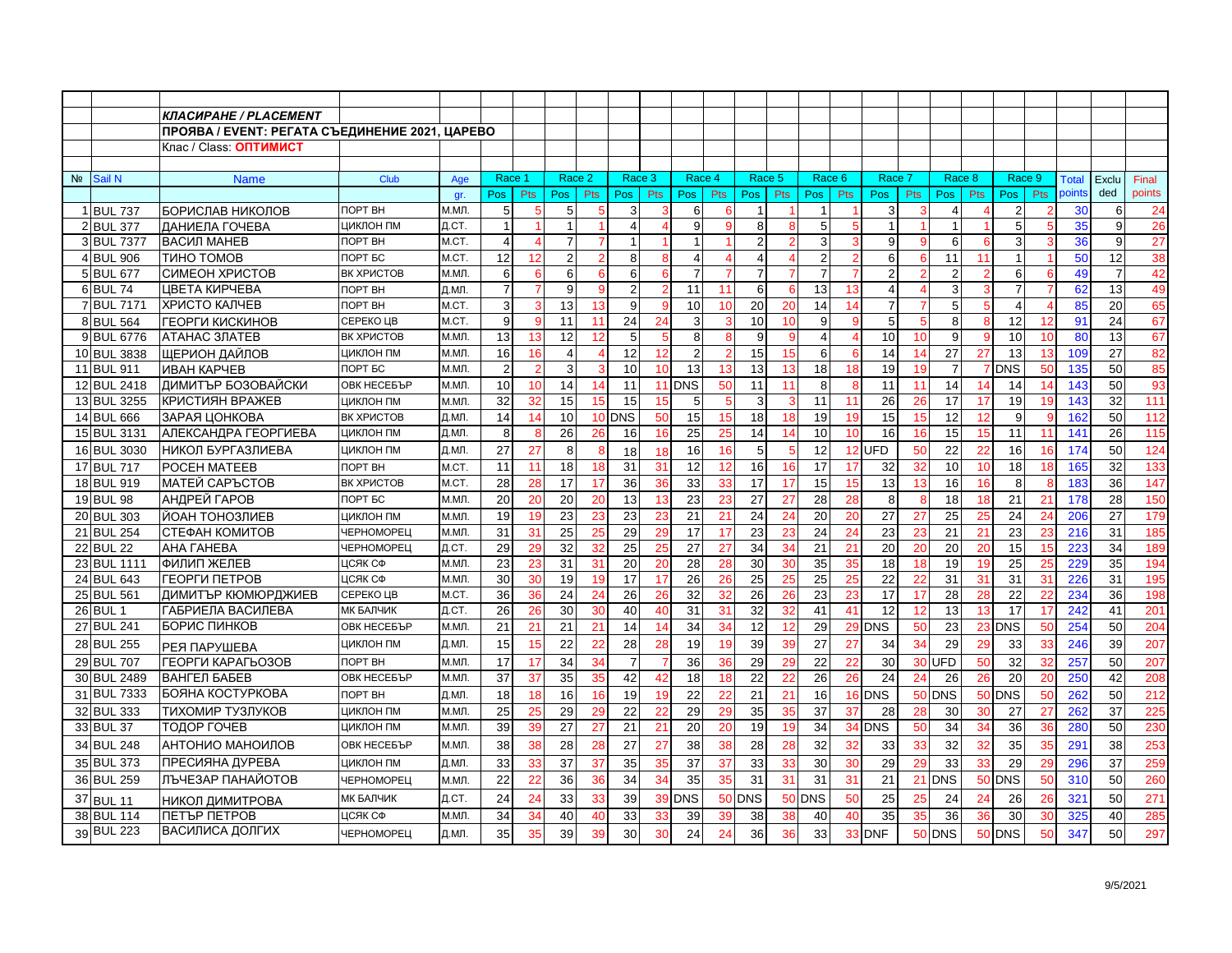***КЛАСИРАНЕ / PLACEMENT***

**ПРОЯВА / EVENT: РЕГАТА СЪЕДИНЕНИЕ 2021, ЦАРЕВО**

Клас / Class: **ОПТИМИСТ**

| № | Sail N | Name | Club | Age gr. | Race 1 Pos | Race 1 Pts | Race 2 Pos | Race 2 Pts | Race 3 Pos | Race 3 Pts | Race 4 Pos | Race 4 Pts | Race 5 Pos | Race 5 Pts | Race 6 Pos | Race 6 Pts | Race 7 Pos | Race 7 Pts | Race 8 Pos | Race 8 Pts | Race 9 Pos | Race 9 Pts | Total points | Excluded | Final points |
|---|---|---|---|---|---|---|---|---|---|---|---|---|---|---|---|---|---|---|---|---|---|---|---|---|---|
| 1 | BUL 737 | БОРИСЛАВ НИКОЛОВ | ПОРТ ВН | М.МЛ. | 5 | 5 | 5 | 5 | 3 | 3 | 6 | 6 | 1 | 1 | 1 | 1 | 3 | 3 | 4 | 4 | 2 | 2 | 30 | 6 | 24 |
| 2 | BUL 377 | ДАНИЕЛА ГОЧЕВА | ЦИКЛОН ПМ | Д.СТ. | 1 | 1 | 1 | 1 | 4 | 4 | 9 | 9 | 8 | 8 | 5 | 5 | 1 | 1 | 1 | 1 | 5 | 5 | 35 | 9 | 26 |
| 3 | BUL 7377 | ВАСИЛ МАНЕВ | ПОРТ ВН | М.СТ. | 4 | 4 | 7 | 7 | 1 | 1 | 1 | 1 | 2 | 2 | 3 | 3 | 9 | 9 | 6 | 6 | 3 | 3 | 36 | 9 | 27 |
| 4 | BUL 906 | ТИНО ТОМОВ | ПОРТ БС | М.СТ. | 12 | 12 | 2 | 2 | 8 | 8 | 4 | 4 | 4 | 4 | 2 | 2 | 6 | 6 | 11 | 11 | 1 | 1 | 50 | 12 | 38 |
| 5 | BUL 677 | СИМЕОН ХРИСТОВ | ВК ХРИСТОВ | М.МЛ. | 6 | 6 | 6 | 6 | 6 | 6 | 7 | 7 | 7 | 7 | 7 | 7 | 2 | 2 | 2 | 2 | 6 | 6 | 49 | 7 | 42 |
| 6 | BUL 74 | ЦВЕТА КИРЧЕВА | ПОРТ ВН | Д.МЛ. | 7 | 7 | 9 | 9 | 2 | 2 | 11 | 11 | 6 | 6 | 13 | 13 | 4 | 4 | 3 | 3 | 7 | 7 | 62 | 13 | 49 |
| 7 | BUL 7171 | ХРИСТО КАЛЧЕВ | ПОРТ ВН | М.СТ. | 3 | 3 | 13 | 13 | 9 | 9 | 10 | 10 | 20 | 20 | 14 | 14 | 7 | 7 | 5 | 5 | 4 | 4 | 85 | 20 | 65 |
| 8 | BUL 564 | ГЕОРГИ КИСКИНОВ | СЕРЕКО ЦВ | М.СТ. | 9 | 9 | 11 | 11 | 24 | 24 | 3 | 3 | 10 | 10 | 9 | 9 | 5 | 5 | 8 | 8 | 12 | 12 | 91 | 24 | 67 |
| 9 | BUL 6776 | АТАНАС ЗЛАТЕВ | ВК ХРИСТОВ | М.МЛ. | 13 | 13 | 12 | 12 | 5 | 5 | 8 | 8 | 9 | 9 | 4 | 4 | 10 | 10 | 9 | 9 | 10 | 10 | 80 | 13 | 67 |
| 10 | BUL 3838 | ЩЕРИОН ДАЙЛОВ | ЦИКЛОН ПМ | М.МЛ. | 16 | 16 | 4 | 4 | 12 | 12 | 2 | 2 | 15 | 15 | 6 | 6 | 14 | 14 | 27 | 27 | 13 | 13 | 109 | 27 | 82 |
| 11 | BUL 911 | ИВАН КАРЧЕВ | ПОРТ БС | М.МЛ. | 2 | 2 | 3 | 3 | 10 | 10 | 13 | 13 | 13 | 13 | 18 | 18 | 19 | 19 | 7 | 7 | DNS | 50 | 135 | 50 | 85 |
| 12 | BUL 2418 | ДИМИТЪР БОЗОВАЙСКИ | ОВК НЕСЕБЪР | М.МЛ. | 10 | 10 | 14 | 14 | 11 | 11 | DNS | 50 | 11 | 11 | 8 | 8 | 11 | 11 | 14 | 14 | 14 | 14 | 143 | 50 | 93 |
| 13 | BUL 3255 | КРИСТИЯН ВРАЖЕВ | ЦИКЛОН ПМ | М.МЛ. | 32 | 32 | 15 | 15 | 15 | 15 | 5 | 5 | 3 | 3 | 11 | 11 | 26 | 26 | 17 | 17 | 19 | 19 | 143 | 32 | 111 |
| 14 | BUL 666 | ЗАРАЯ ЦОНКОВА | ВК ХРИСТОВ | Д.МЛ. | 14 | 14 | 10 | 10 | DNS | 50 | 15 | 15 | 18 | 18 | 19 | 19 | 15 | 15 | 12 | 12 | 9 | 9 | 162 | 50 | 112 |
| 15 | BUL 3131 | АЛЕКСАНДРА ГЕОРГИЕВА | ЦИКЛОН ПМ | Д.МЛ. | 8 | 8 | 26 | 26 | 16 | 16 | 25 | 25 | 14 | 14 | 10 | 10 | 16 | 16 | 15 | 15 | 11 | 11 | 141 | 26 | 115 |
| 16 | BUL 3030 | НИКОЛ БУРГАЗЛИЕВА | ЦИКЛОН ПМ | Д.МЛ. | 27 | 27 | 8 | 8 | 18 | 18 | 16 | 16 | 5 | 5 | 12 | 12 | UFD | 50 | 22 | 22 | 16 | 16 | 174 | 50 | 124 |
| 17 | BUL 717 | РОСЕН МАТЕЕВ | ПОРТ ВН | М.СТ. | 11 | 11 | 18 | 18 | 31 | 31 | 12 | 12 | 16 | 16 | 17 | 17 | 32 | 32 | 10 | 10 | 18 | 18 | 165 | 32 | 133 |
| 18 | BUL 919 | МАТЕЙ САРЪСТОВ | ВК ХРИСТОВ | М.СТ. | 28 | 28 | 17 | 17 | 36 | 36 | 33 | 33 | 17 | 17 | 15 | 15 | 13 | 13 | 16 | 16 | 8 | 8 | 183 | 36 | 147 |
| 19 | BUL 98 | АНДРЕЙ ГАРОВ | ПОРТ БС | М.МЛ. | 20 | 20 | 20 | 20 | 13 | 13 | 23 | 23 | 27 | 27 | 28 | 28 | 8 | 8 | 18 | 18 | 21 | 21 | 178 | 28 | 150 |
| 20 | BUL 303 | ЙОАН ТОНОЗЛИЕВ | ЦИКЛОН ПМ | М.МЛ. | 19 | 19 | 23 | 23 | 23 | 23 | 21 | 21 | 24 | 24 | 20 | 20 | 27 | 27 | 25 | 25 | 24 | 24 | 206 | 27 | 179 |
| 21 | BUL 254 | СТЕФАН КОМИТОВ | ЧЕРНОМОРЕЦ | М.МЛ. | 31 | 31 | 25 | 25 | 29 | 29 | 17 | 17 | 23 | 23 | 24 | 24 | 23 | 23 | 21 | 21 | 23 | 23 | 216 | 31 | 185 |
| 22 | BUL 22 | АНА ГАНЕВА | ЧЕРНОМОРЕЦ | Д.СТ. | 29 | 29 | 32 | 32 | 25 | 25 | 27 | 27 | 34 | 34 | 21 | 21 | 20 | 20 | 20 | 20 | 15 | 15 | 223 | 34 | 189 |
| 23 | BUL 1111 | ФИЛИП ЖЕЛЕВ | ЦСЯК СФ | М.МЛ. | 23 | 23 | 31 | 31 | 20 | 20 | 28 | 28 | 30 | 30 | 35 | 35 | 18 | 18 | 19 | 19 | 25 | 25 | 229 | 35 | 194 |
| 24 | BUL 643 | ГЕОРГИ ПЕТРОВ | ЦСЯК СФ | М.МЛ. | 30 | 30 | 19 | 19 | 17 | 17 | 26 | 26 | 25 | 25 | 25 | 25 | 22 | 22 | 31 | 31 | 31 | 31 | 226 | 31 | 195 |
| 25 | BUL 561 | ДИМИТЪР КЮМЮРДЖИЕВ | СЕРЕКО ЦВ | М.СТ. | 36 | 36 | 24 | 24 | 26 | 26 | 32 | 32 | 26 | 26 | 23 | 23 | 17 | 17 | 28 | 28 | 22 | 22 | 234 | 36 | 198 |
| 26 | BUL 1 | ГАБРИЕЛА ВАСИЛЕВА | МК БАЛЧИК | Д.СТ. | 26 | 26 | 30 | 30 | 40 | 40 | 31 | 31 | 32 | 32 | 41 | 41 | 12 | 12 | 13 | 13 | 17 | 17 | 242 | 41 | 201 |
| 27 | BUL 241 | БОРИС ПИНКОВ | ОВК НЕСЕБЪР | М.МЛ. | 21 | 21 | 21 | 21 | 14 | 14 | 34 | 34 | 12 | 12 | 29 | 29 | DNS | 50 | 23 | 23 | DNS | 50 | 254 | 50 | 204 |
| 28 | BUL 255 | РЕЯ ПАРУШЕВА | ЦИКЛОН ПМ | Д.МЛ. | 15 | 15 | 22 | 22 | 28 | 28 | 19 | 19 | 39 | 39 | 27 | 27 | 34 | 34 | 29 | 29 | 33 | 33 | 246 | 39 | 207 |
| 29 | BUL 707 | ГЕОРГИ КАРАГЬОЗОВ | ПОРТ ВН | М.МЛ. | 17 | 17 | 34 | 34 | 7 | 7 | 36 | 36 | 29 | 29 | 22 | 22 | 30 | 30 | UFD | 50 | 32 | 32 | 257 | 50 | 207 |
| 30 | BUL 2489 | ВАНГЕЛ БАБЕВ | ОВК НЕСЕБЪР | М.МЛ. | 37 | 37 | 35 | 35 | 42 | 42 | 18 | 18 | 22 | 22 | 26 | 26 | 24 | 24 | 26 | 26 | 20 | 20 | 250 | 42 | 208 |
| 31 | BUL 7333 | БОЯНА КОСТУРКОВА | ПОРТ ВН | Д.МЛ. | 18 | 18 | 16 | 16 | 19 | 19 | 22 | 22 | 21 | 21 | 16 | 16 | DNS | 50 | DNS | 50 | DNS | 50 | 262 | 50 | 212 |
| 32 | BUL 333 | ТИХОМИР ТУЗЛУКОВ | ЦИКЛОН ПМ | М.МЛ. | 25 | 25 | 29 | 29 | 22 | 22 | 29 | 29 | 35 | 35 | 37 | 37 | 28 | 28 | 30 | 30 | 27 | 27 | 262 | 37 | 225 |
| 33 | BUL 37 | ТОДОР ГОЧЕВ | ЦИКЛОН ПМ | М.МЛ. | 39 | 39 | 27 | 27 | 21 | 21 | 20 | 20 | 19 | 19 | 34 | 34 | DNS | 50 | 34 | 34 | 36 | 36 | 280 | 50 | 230 |
| 34 | BUL 248 | АНТОНИО МАНОИЛОВ | ОВК НЕСЕБЪР | М.МЛ. | 38 | 38 | 28 | 28 | 27 | 27 | 38 | 38 | 28 | 28 | 32 | 32 | 33 | 33 | 32 | 32 | 35 | 35 | 291 | 38 | 253 |
| 35 | BUL 373 | ПРЕСИЯНА ДУРЕВА | ЦИКЛОН ПМ | Д.МЛ. | 33 | 33 | 37 | 37 | 35 | 35 | 37 | 37 | 33 | 33 | 30 | 30 | 29 | 29 | 33 | 33 | 29 | 29 | 296 | 37 | 259 |
| 36 | BUL 259 | ЛЪЧЕЗАР ПАНАЙОТОВ | ЧЕРНОМОРЕЦ | М.МЛ. | 22 | 22 | 36 | 36 | 34 | 34 | 35 | 35 | 31 | 31 | 31 | 31 | 21 | 21 | DNS | 50 | DNS | 50 | 310 | 50 | 260 |
| 37 | BUL 11 | НИКОЛ ДИМИТРОВА | МК БАЛЧИК | Д.СТ. | 24 | 24 | 33 | 33 | 39 | 39 | DNS | 50 | DNS | 50 | DNS | 50 | 25 | 25 | 24 | 24 | 26 | 26 | 321 | 50 | 271 |
| 38 | BUL 114 | ПЕТЪР ПЕТРОВ | ЦСЯК СФ | М.МЛ. | 34 | 34 | 40 | 40 | 33 | 33 | 39 | 39 | 38 | 38 | 40 | 40 | 35 | 35 | 36 | 36 | 30 | 30 | 325 | 40 | 285 |
| 39 | BUL 223 | ВАСИЛИСА ДОЛГИХ | ЧЕРНОМОРЕЦ | Д.МЛ. | 35 | 35 | 39 | 39 | 30 | 30 | 24 | 24 | 36 | 36 | 33 | 33 | DNF | 50 | DNS | 50 | DNS | 50 | 347 | 50 | 297 |

9/5/2021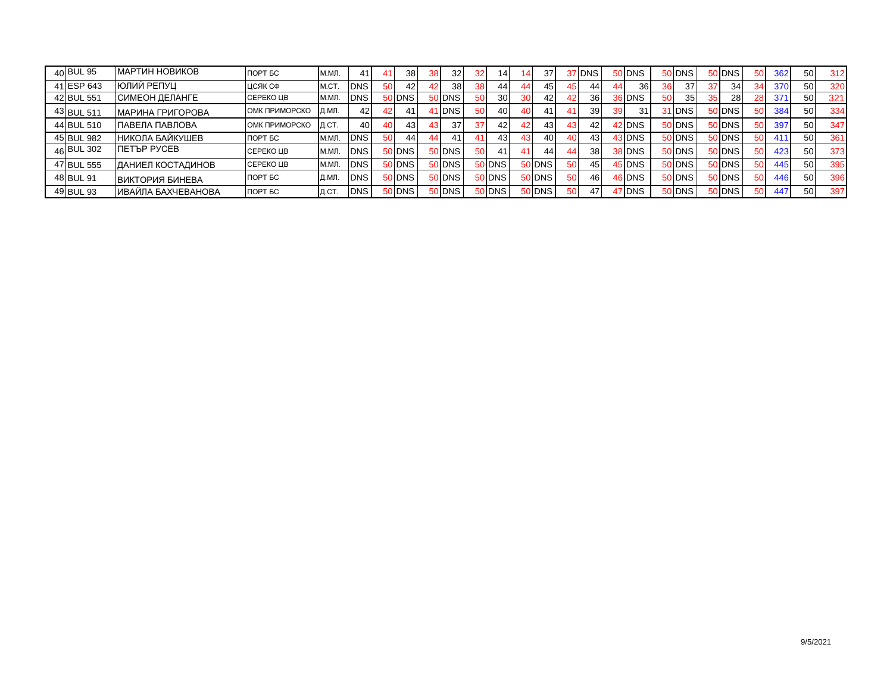| | | | | | | | | | | | | | | | | | | | | | | | | | |
|---|---|---|---|---|---|---|---|---|---|---|---|---|---|---|---|---|---|---|---|---|---|---|---|---|---|
| 40 | BUL 95 | МАРТИН НОВИКОВ | ПОРТ БС | М.МЛ. | 41 | 41 | 38 | 38 | 32 | 32 | 14 | 14 | 37 | 37 | DNS | 50 | DNS | 50 | DNS | 50 | DNS | 50 | 362 | 50 | 312 |
| 41 | ESP 643 | ЮЛИЙ РЕПУЦ | ЦСЯК СФ | М.СТ. | DNS | 50 | 42 | 42 | 38 | 38 | 44 | 44 | 45 | 45 | 44 | 44 | 36 | 36 | 37 | 37 | 34 | 34 | 370 | 50 | 320 |
| 42 | BUL 551 | СИМЕОН ДЕЛАНГЕ | СЕРЕКО ЦВ | М.МЛ. | DNS | 50 | DNS | 50 | DNS | 50 | 30 | 30 | 42 | 42 | 36 | 36 | DNS | 50 | 35 | 35 | 28 | 28 | 371 | 50 | 321 |
| 43 | BUL 511 | МАРИНА ГРИГОРОВА | ОМК ПРИМОРСКО | Д.МЛ. | 42 | 42 | 41 | 41 | DNS | 50 | 40 | 40 | 41 | 41 | 39 | 39 | 31 | 31 | DNS | 50 | DNS | 50 | 384 | 50 | 334 |
| 44 | BUL 510 | ПАВЕЛА ПАВЛОВА | ОМК ПРИМОРСКО | Д.СТ. | 40 | 40 | 43 | 43 | 37 | 37 | 42 | 42 | 43 | 43 | 42 | 42 | DNS | 50 | DNS | 50 | DNS | 50 | 397 | 50 | 347 |
| 45 | BUL 982 | НИКОЛА БАЙКУШЕВ | ПОРТ БС | М.МЛ. | DNS | 50 | 44 | 44 | 41 | 41 | 43 | 43 | 40 | 40 | 43 | 43 | DNS | 50 | DNS | 50 | DNS | 50 | 411 | 50 | 361 |
| 46 | BUL 302 | ПЕТЪР РУСЕВ | СЕРЕКО ЦВ | М.МЛ. | DNS | 50 | DNS | 50 | DNS | 50 | 41 | 41 | 44 | 44 | 38 | 38 | DNS | 50 | DNS | 50 | DNS | 50 | 423 | 50 | 373 |
| 47 | BUL 555 | ДАНИЕЛ КОСТАДИНОВ | СЕРЕКО ЦВ | М.МЛ. | DNS | 50 | DNS | 50 | DNS | 50 | DNS | 50 | DNS | 50 | 45 | 45 | DNS | 50 | DNS | 50 | DNS | 50 | 445 | 50 | 395 |
| 48 | BUL 91 | ВИКТОРИЯ БИНЕВА | ПОРТ БС | Д.МЛ. | DNS | 50 | DNS | 50 | DNS | 50 | DNS | 50 | DNS | 50 | 46 | 46 | DNS | 50 | DNS | 50 | DNS | 50 | 446 | 50 | 396 |
| 49 | BUL 93 | ИВАЙЛА БАХЧЕВАНОВА | ПОРТ БС | Д.СТ. | DNS | 50 | DNS | 50 | DNS | 50 | DNS | 50 | DNS | 50 | 47 | 47 | DNS | 50 | DNS | 50 | DNS | 50 | 447 | 50 | 397 |